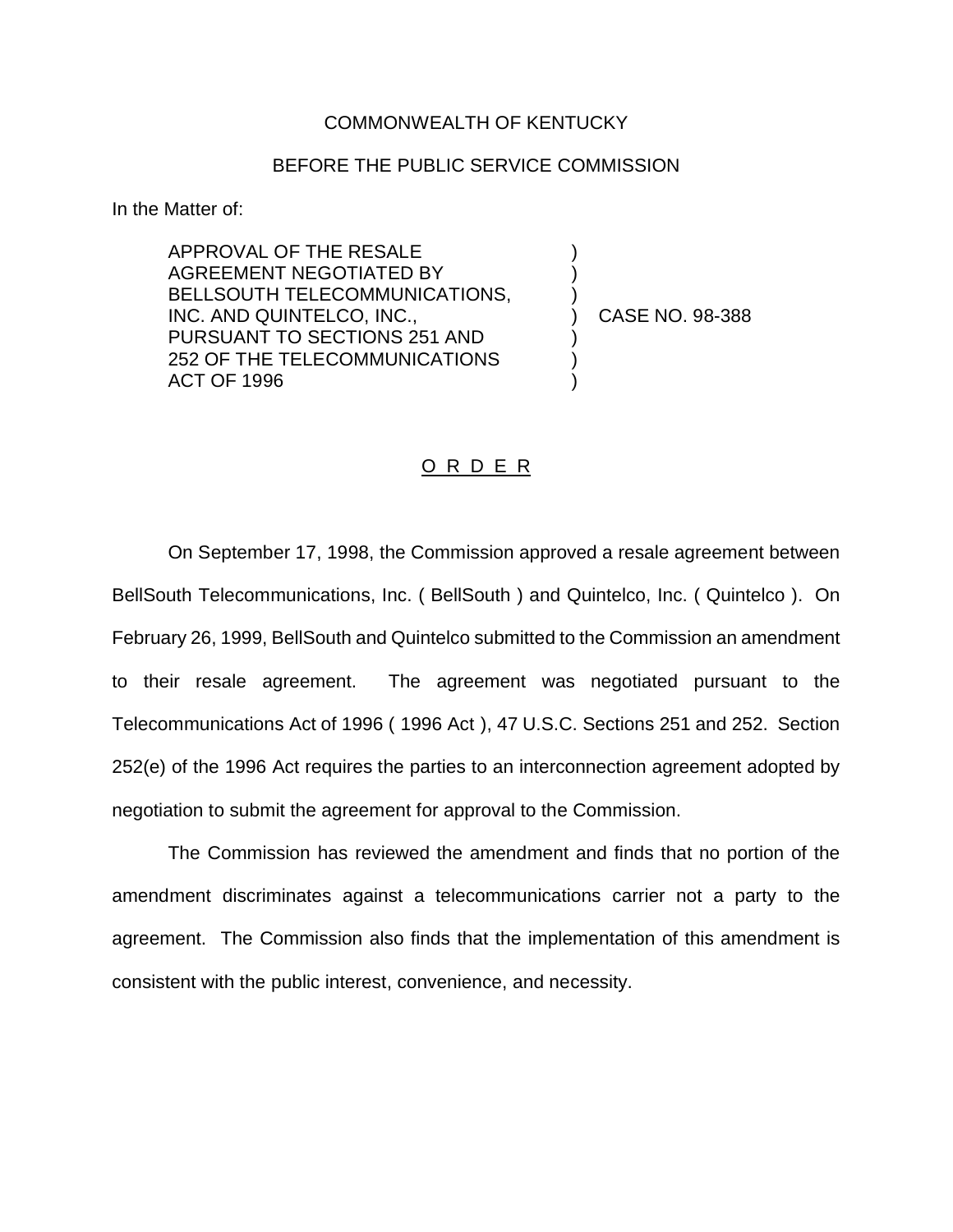COMMONWEALTH OF KENTUCKY

BEFORE THE PUBLIC SERVICE COMMISSION

In the Matter of:

APPROVAL OF THE RESALE AGREEMENT NEGOTIATED BY BELLSOUTH TELECOMMUNICATIONS, INC. AND QUINTELCO, INC., PURSUANT TO SECTIONS 251 AND 252 OF THE TELECOMMUNICATIONS ACT OF 1996 ) CASE NO. 98-388

O R D E R

On September 17, 1998, the Commission approved a resale agreement between BellSouth Telecommunications, Inc. ( BellSouth ) and Quintelco, Inc. ( Quintelco ). On February 26, 1999, BellSouth and Quintelco submitted to the Commission an amendment to their resale agreement. The agreement was negotiated pursuant to the Telecommunications Act of 1996 ( 1996 Act ), 47 U.S.C. Sections 251 and 252. Section 252(e) of the 1996 Act requires the parties to an interconnection agreement adopted by negotiation to submit the agreement for approval to the Commission.

The Commission has reviewed the amendment and finds that no portion of the amendment discriminates against a telecommunications carrier not a party to the agreement. The Commission also finds that the implementation of this amendment is consistent with the public interest, convenience, and necessity.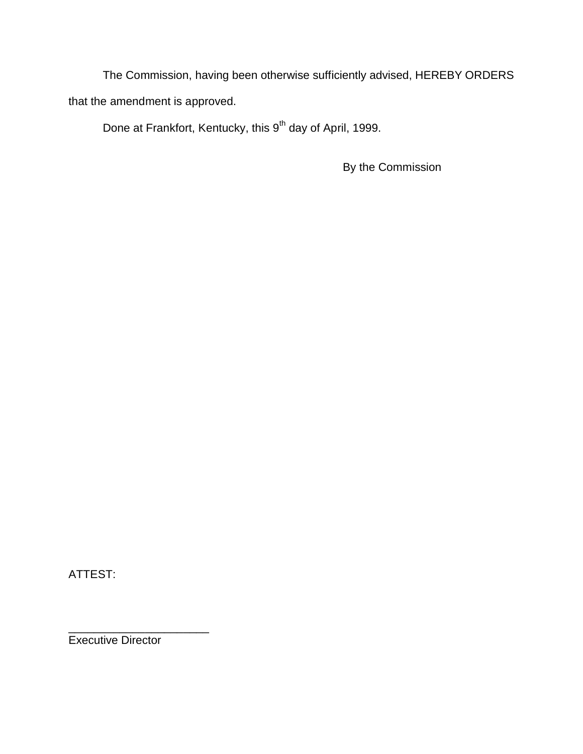The Commission, having been otherwise sufficiently advised, HEREBY ORDERS that the amendment is approved.

Done at Frankfort, Kentucky, this 9th day of April, 1999.

By the Commission

ATTEST:

______________________
Executive Director